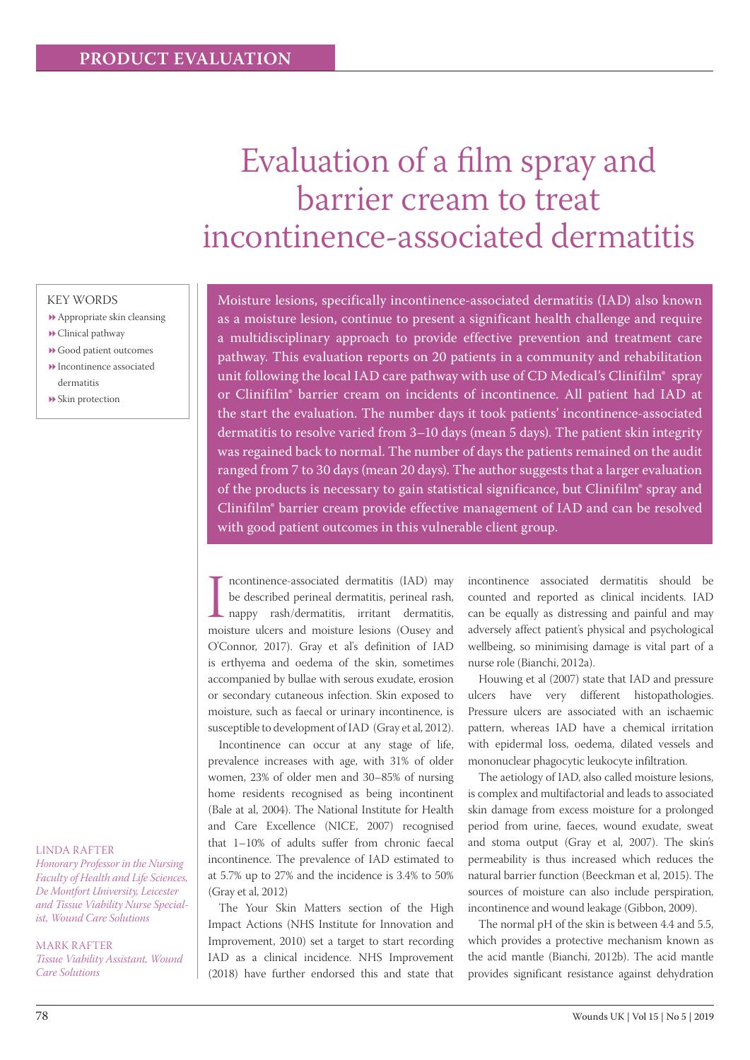PRODUCT EVALUATION

# Evaluation of a film spray and barrier cream to treat incontinence-associated dermatitis

KEY WORDS

- Appropriate skin cleansing
- Clinical pathway
- Good patient outcomes
- Incontinence associated dermatitis
- Skin protection

LINDA RAFTER
*Honorary Professor in the Nursing Faculty of Health and Life Sciences, De Montfort University, Leicester and Tissue Viability Nurse Specialist, Wound Care Solutions*

MARK RAFTER
*Tissue Viability Assistant, Wound Care Solutions*

Moisture lesions, specifically incontinence-associated dermatitis (IAD) also known as a moisture lesion, continue to present a significant health challenge and require a multidisciplinary approach to provide effective prevention and treatment care pathway. This evaluation reports on 20 patients in a community and rehabilitation unit following the local IAD care pathway with use of CD Medical's Clinifilm® spray or Clinifilm® barrier cream on incidents of incontinence. All patient had IAD at the start the evaluation. The number days it took patients' incontinence-associated dermatitis to resolve varied from 3–10 days (mean 5 days). The patient skin integrity was regained back to normal. The number of days the patients remained on the audit ranged from 7 to 30 days (mean 20 days). The author suggests that a larger evaluation of the products is necessary to gain statistical significance, but Clinifilm® spray and Clinifilm® barrier cream provide effective management of IAD and can be resolved with good patient outcomes in this vulnerable client group.

Incontinence-associated dermatitis (IAD) may be described perineal dermatitis, perineal rash, nappy rash/dermatitis, irritant dermatitis, moisture ulcers and moisture lesions (Ousey and O'Connor, 2017). Gray et al's definition of IAD is erthyema and oedema of the skin, sometimes accompanied by bullae with serous exudate, erosion or secondary cutaneous infection. Skin exposed to moisture, such as faecal or urinary incontinence, is susceptible to development of IAD (Gray et al, 2012).

Incontinence can occur at any stage of life, prevalence increases with age, with 31% of older women, 23% of older men and 30–85% of nursing home residents recognised as being incontinent (Bale at al, 2004). The National Institute for Health and Care Excellence (NICE, 2007) recognised that 1–10% of adults suffer from chronic faecal incontinence. The prevalence of IAD estimated to at 5.7% up to 27% and the incidence is 3.4% to 50% (Gray et al, 2012)

The Your Skin Matters section of the High Impact Actions (NHS Institute for Innovation and Improvement, 2010) set a target to start recording IAD as a clinical incidence. NHS Improvement (2018) have further endorsed this and state that incontinence associated dermatitis should be counted and reported as clinical incidents. IAD can be equally as distressing and painful and may adversely affect patient's physical and psychological wellbeing, so minimising damage is vital part of a nurse role (Bianchi, 2012a).

Houwing et al (2007) state that IAD and pressure ulcers have very different histopathologies. Pressure ulcers are associated with an ischaemic pattern, whereas IAD have a chemical irritation with epidermal loss, oedema, dilated vessels and mononuclear phagocytic leukocyte infiltration.

The aetiology of IAD, also called moisture lesions, is complex and multifactorial and leads to associated skin damage from excess moisture for a prolonged period from urine, faeces, wound exudate, sweat and stoma output (Gray et al, 2007). The skin's permeability is thus increased which reduces the natural barrier function (Beeckman et al, 2015). The sources of moisture can also include perspiration, incontinence and wound leakage (Gibbon, 2009).

The normal pH of the skin is between 4.4 and 5.5, which provides a protective mechanism known as the acid mantle (Bianchi, 2012b). The acid mantle provides significant resistance against dehydration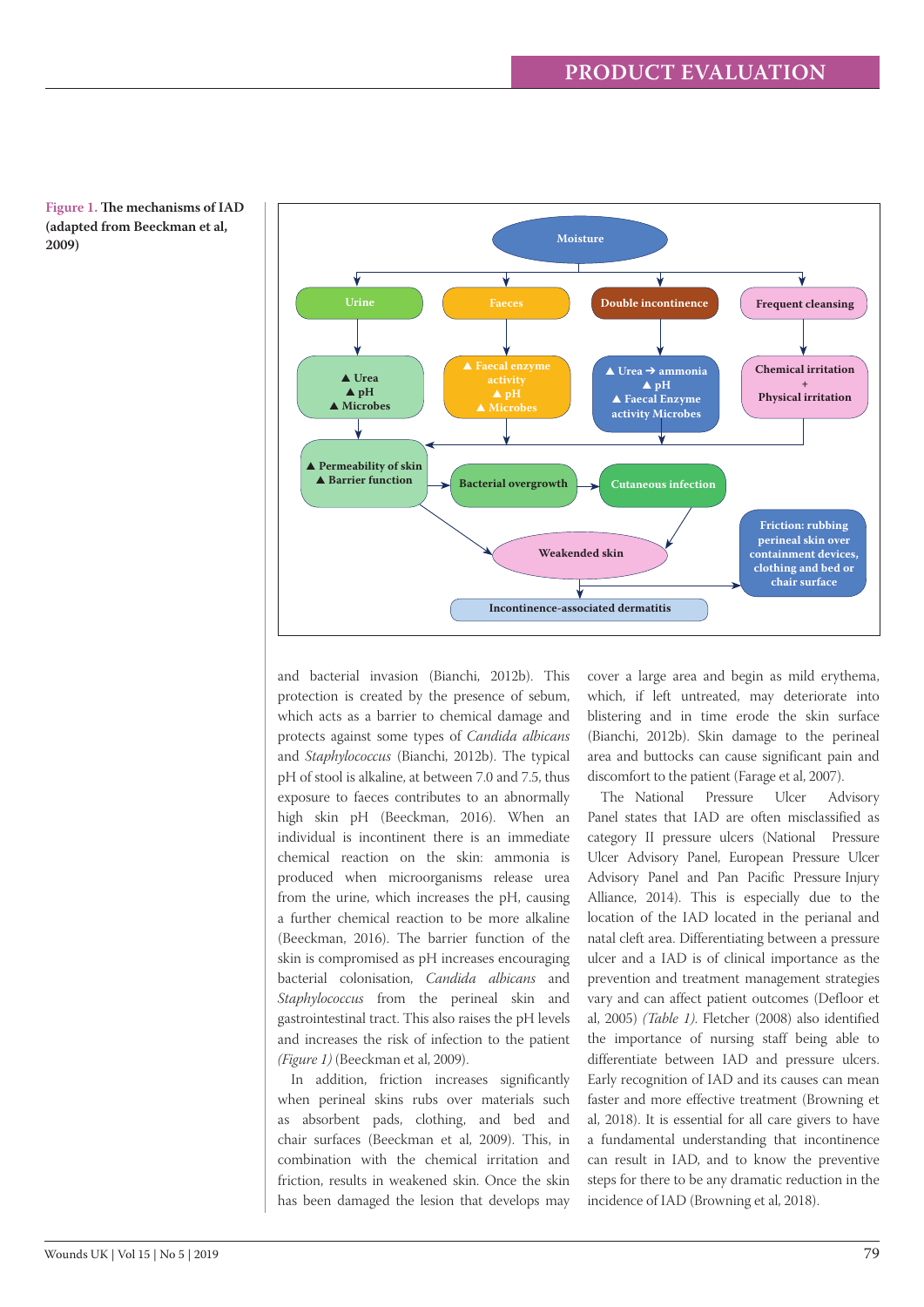**Figure 1. The mechanisms of IAD (adapted from Beeckman et al, 2009)**

and bacterial invasion (Bianchi, 2012b). This protection is created by the presence of sebum, which acts as a barrier to chemical damage and protects against some types of *Candida albicans* and *Staphylococcus* (Bianchi, 2012b). The typical pH of stool is alkaline, at between 7.0 and 7.5, thus exposure to faeces contributes to an abnormally high skin pH (Beeckman, 2016). When an individual is incontinent there is an immediate chemical reaction on the skin: ammonia is produced when microorganisms release urea from the urine, which increases the pH, causing a further chemical reaction to be more alkaline (Beeckman, 2016). The barrier function of the skin is compromised as pH increases encouraging bacterial colonisation, *Candida albicans* and *Staphylococcus* from the perineal skin and gastrointestinal tract. This also raises the pH levels and increases the risk of infection to the patient *(Figure 1)* (Beeckman et al, 2009).

In addition, friction increases significantly when perineal skins rubs over materials such as absorbent pads, clothing, and bed and chair surfaces (Beeckman et al, 2009). This, in combination with the chemical irritation and friction, results in weakened skin. Once the skin has been damaged the lesion that develops may cover a large area and begin as mild erythema, which, if left untreated, may deteriorate into blistering and in time erode the skin surface (Bianchi, 2012b). Skin damage to the perineal area and buttocks can cause significant pain and discomfort to the patient (Farage et al, 2007).

The National Pressure Ulcer Advisory Panel states that IAD are often misclassified as category II pressure ulcers (National Pressure Ulcer Advisory Panel, European Pressure Ulcer Advisory Panel and Pan Pacific Pressure Injury Alliance, 2014). This is especially due to the location of the IAD located in the perianal and natal cleft area. Differentiating between a pressure ulcer and a IAD is of clinical importance as the prevention and treatment management strategies vary and can affect patient outcomes (Defloor et al, 2005) *(Table 1)*. Fletcher (2008) also identified the importance of nursing staff being able to differentiate between IAD and pressure ulcers. Early recognition of IAD and its causes can mean faster and more effective treatment (Browning et al, 2018). It is essential for all care givers to have a fundamental understanding that incontinence can result in IAD, and to know the preventive steps for there to be any dramatic reduction in the incidence of IAD (Browning et al, 2018).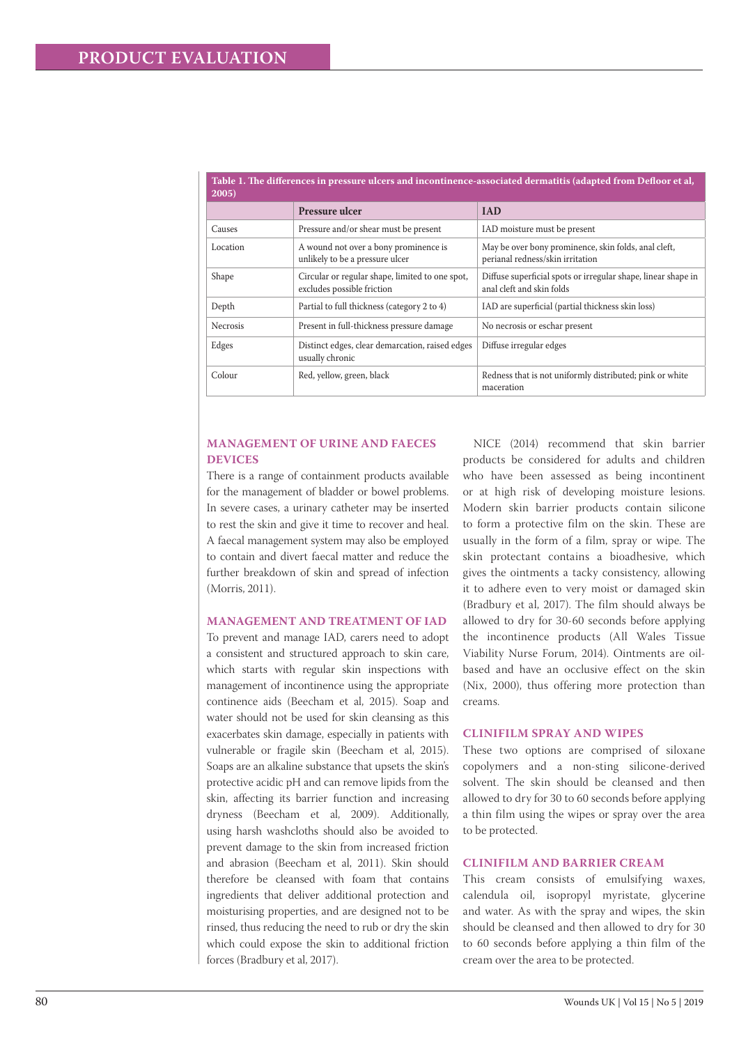**Table 1. The differences in pressure ulcers and incontinence-associated dermatitis (adapted from Defloor et al, 2005)**

| | Pressure ulcer | IAD |
|---|---|---|
| Causes | Pressure and/or shear must be present | IAD moisture must be present |
| Location | A wound not over a bony prominence is unlikely to be a pressure ulcer | May be over bony prominence, skin folds, anal cleft, perianal redness/skin irritation |
| Shape | Circular or regular shape, limited to one spot, excludes possible friction | Diffuse superficial spots or irregular shape, linear shape in anal cleft and skin folds |
| Depth | Partial to full thickness (category 2 to 4) | IAD are superficial (partial thickness skin loss) |
| Necrosis | Present in full-thickness pressure damage | No necrosis or eschar present |
| Edges | Distinct edges, clear demarcation, raised edges usually chronic | Diffuse irregular edges |
| Colour | Red, yellow, green, black | Redness that is not uniformly distributed; pink or white maceration |

## MANAGEMENT OF URINE AND FAECES DEVICES

There is a range of containment products available for the management of bladder or bowel problems. In severe cases, a urinary catheter may be inserted to rest the skin and give it time to recover and heal. A faecal management system may also be employed to contain and divert faecal matter and reduce the further breakdown of skin and spread of infection (Morris, 2011).

## MANAGEMENT AND TREATMENT OF IAD

To prevent and manage IAD, carers need to adopt a consistent and structured approach to skin care, which starts with regular skin inspections with management of incontinence using the appropriate continence aids (Beecham et al, 2015). Soap and water should not be used for skin cleansing as this exacerbates skin damage, especially in patients with vulnerable or fragile skin (Beecham et al, 2015). Soaps are an alkaline substance that upsets the skin's protective acidic pH and can remove lipids from the skin, affecting its barrier function and increasing dryness (Beecham et al, 2009). Additionally, using harsh washcloths should also be avoided to prevent damage to the skin from increased friction and abrasion (Beecham et al, 2011). Skin should therefore be cleansed with foam that contains ingredients that deliver additional protection and moisturising properties, and are designed not to be rinsed, thus reducing the need to rub or dry the skin which could expose the skin to additional friction forces (Bradbury et al, 2017).

NICE (2014) recommend that skin barrier products be considered for adults and children who have been assessed as being incontinent or at high risk of developing moisture lesions. Modern skin barrier products contain silicone to form a protective film on the skin. These are usually in the form of a film, spray or wipe. The skin protectant contains a bioadhesive, which gives the ointments a tacky consistency, allowing it to adhere even to very moist or damaged skin (Bradbury et al, 2017). The film should always be allowed to dry for 30-60 seconds before applying the incontinence products (All Wales Tissue Viability Nurse Forum, 2014). Ointments are oil-based and have an occlusive effect on the skin (Nix, 2000), thus offering more protection than creams.

## CLINIFILM SPRAY AND WIPES

These two options are comprised of siloxane copolymers and a non-sting silicone-derived solvent. The skin should be cleansed and then allowed to dry for 30 to 60 seconds before applying a thin film using the wipes or spray over the area to be protected.

## CLINIFILM AND BARRIER CREAM

This cream consists of emulsifying waxes, calendula oil, isopropyl myristate, glycerine and water. As with the spray and wipes, the skin should be cleansed and then allowed to dry for 30 to 60 seconds before applying a thin film of the cream over the area to be protected.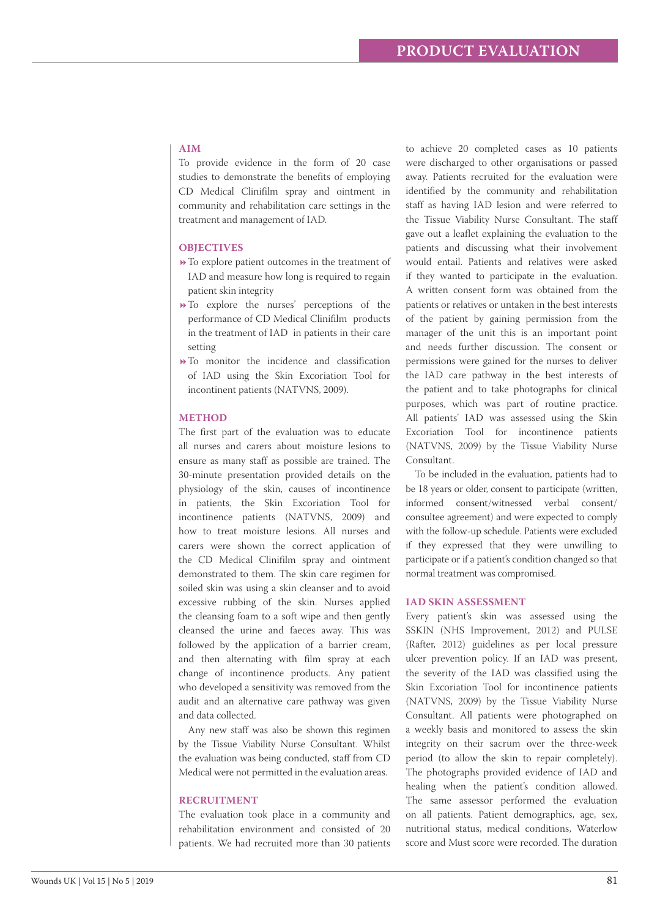## AIM

To provide evidence in the form of 20 case studies to demonstrate the benefits of employing CD Medical Clinifilm spray and ointment in community and rehabilitation care settings in the treatment and management of IAD.

## OBJECTIVES

- To explore patient outcomes in the treatment of IAD and measure how long is required to regain patient skin integrity
- To explore the nurses' perceptions of the performance of CD Medical Clinifilm products in the treatment of IAD in patients in their care setting
- To monitor the incidence and classification of IAD using the Skin Excoriation Tool for incontinent patients (NATVNS, 2009).

## METHOD

The first part of the evaluation was to educate all nurses and carers about moisture lesions to ensure as many staff as possible are trained. The 30-minute presentation provided details on the physiology of the skin, causes of incontinence in patients, the Skin Excoriation Tool for incontinence patients (NATVNS, 2009) and how to treat moisture lesions. All nurses and carers were shown the correct application of the CD Medical Clinifilm spray and ointment demonstrated to them. The skin care regimen for soiled skin was using a skin cleanser and to avoid excessive rubbing of the skin. Nurses applied the cleansing foam to a soft wipe and then gently cleansed the urine and faeces away. This was followed by the application of a barrier cream, and then alternating with film spray at each change of incontinence products. Any patient who developed a sensitivity was removed from the audit and an alternative care pathway was given and data collected.

Any new staff was also be shown this regimen by the Tissue Viability Nurse Consultant. Whilst the evaluation was being conducted, staff from CD Medical were not permitted in the evaluation areas.

## RECRUITMENT

The evaluation took place in a community and rehabilitation environment and consisted of 20 patients. We had recruited more than 30 patients to achieve 20 completed cases as 10 patients were discharged to other organisations or passed away. Patients recruited for the evaluation were identified by the community and rehabilitation staff as having IAD lesion and were referred to the Tissue Viability Nurse Consultant. The staff gave out a leaflet explaining the evaluation to the patients and discussing what their involvement would entail. Patients and relatives were asked if they wanted to participate in the evaluation. A written consent form was obtained from the patients or relatives or untaken in the best interests of the patient by gaining permission from the manager of the unit this is an important point and needs further discussion. The consent or permissions were gained for the nurses to deliver the IAD care pathway in the best interests of the patient and to take photographs for clinical purposes, which was part of routine practice. All patients' IAD was assessed using the Skin Excoriation Tool for incontinence patients (NATVNS, 2009) by the Tissue Viability Nurse Consultant.

To be included in the evaluation, patients had to be 18 years or older, consent to participate (written, informed consent/witnessed verbal consent/ consultee agreement) and were expected to comply with the follow-up schedule. Patients were excluded if they expressed that they were unwilling to participate or if a patient's condition changed so that normal treatment was compromised.

## IAD SKIN ASSESSMENT

Every patient's skin was assessed using the SSKIN (NHS Improvement, 2012) and PULSE (Rafter, 2012) guidelines as per local pressure ulcer prevention policy. If an IAD was present, the severity of the IAD was classified using the Skin Excoriation Tool for incontinence patients (NATVNS, 2009) by the Tissue Viability Nurse Consultant. All patients were photographed on a weekly basis and monitored to assess the skin integrity on their sacrum over the three-week period (to allow the skin to repair completely). The photographs provided evidence of IAD and healing when the patient's condition allowed. The same assessor performed the evaluation on all patients. Patient demographics, age, sex, nutritional status, medical conditions, Waterlow score and Must score were recorded. The duration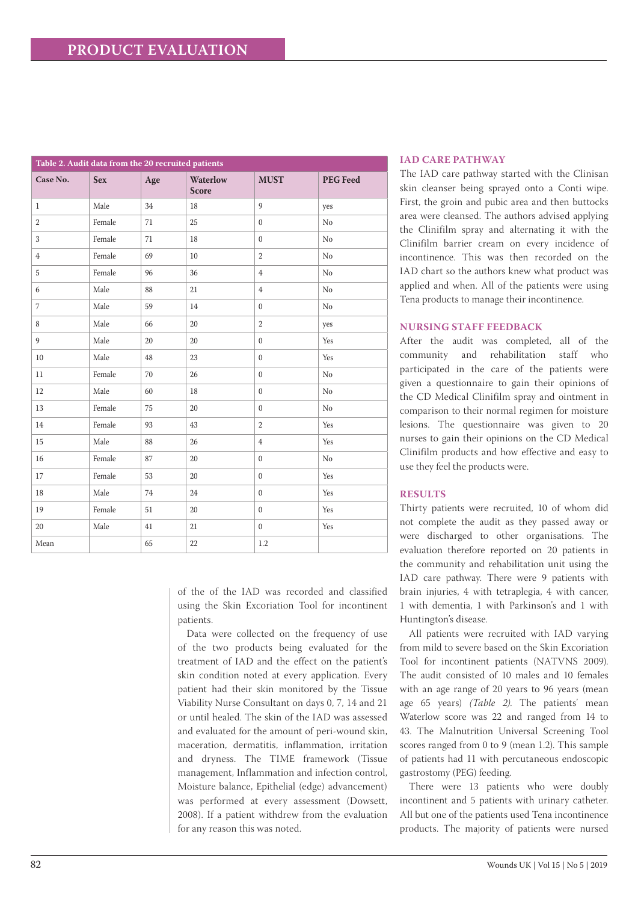**Table 2. Audit data from the 20 recruited patients**

| Case No. | Sex | Age | Waterlow Score | MUST | PEG Feed |
|---|---|---|---|---|---|
| 1 | Male | 34 | 18 | 9 | yes |
| 2 | Female | 71 | 25 | 0 | No |
| 3 | Female | 71 | 18 | 0 | No |
| 4 | Female | 69 | 10 | 2 | No |
| 5 | Female | 96 | 36 | 4 | No |
| 6 | Male | 88 | 21 | 4 | No |
| 7 | Male | 59 | 14 | 0 | No |
| 8 | Male | 66 | 20 | 2 | yes |
| 9 | Male | 20 | 20 | 0 | Yes |
| 10 | Male | 48 | 23 | 0 | Yes |
| 11 | Female | 70 | 26 | 0 | No |
| 12 | Male | 60 | 18 | 0 | No |
| 13 | Female | 75 | 20 | 0 | No |
| 14 | Female | 93 | 43 | 2 | Yes |
| 15 | Male | 88 | 26 | 4 | Yes |
| 16 | Female | 87 | 20 | 0 | No |
| 17 | Female | 53 | 20 | 0 | Yes |
| 18 | Male | 74 | 24 | 0 | Yes |
| 19 | Female | 51 | 20 | 0 | Yes |
| 20 | Male | 41 | 21 | 0 | Yes |
| Mean | | 65 | 22 | 1.2 | |

of the of the IAD was recorded and classified using the Skin Excoriation Tool for incontinent patients.

Data were collected on the frequency of use of the two products being evaluated for the treatment of IAD and the effect on the patient's skin condition noted at every application. Every patient had their skin monitored by the Tissue Viability Nurse Consultant on days 0, 7, 14 and 21 or until healed. The skin of the IAD was assessed and evaluated for the amount of peri-wound skin, maceration, dermatitis, inflammation, irritation and dryness. The TIME framework (Tissue management, Inflammation and infection control, Moisture balance, Epithelial (edge) advancement) was performed at every assessment (Dowsett, 2008). If a patient withdrew from the evaluation for any reason this was noted.

## IAD CARE PATHWAY

The IAD care pathway started with the Clinisan skin cleanser being sprayed onto a Conti wipe. First, the groin and pubic area and then buttocks area were cleansed. The authors advised applying the Clinifilm spray and alternating it with the Clinifilm barrier cream on every incidence of incontinence. This was then recorded on the IAD chart so the authors knew what product was applied and when. All of the patients were using Tena products to manage their incontinence.

## NURSING STAFF FEEDBACK

After the audit was completed, all of the community and rehabilitation staff who participated in the care of the patients were given a questionnaire to gain their opinions of the CD Medical Clinifilm spray and ointment in comparison to their normal regimen for moisture lesions. The questionnaire was given to 20 nurses to gain their opinions on the CD Medical Clinifilm products and how effective and easy to use they feel the products were.

## RESULTS

Thirty patients were recruited, 10 of whom did not complete the audit as they passed away or were discharged to other organisations. The evaluation therefore reported on 20 patients in the community and rehabilitation unit using the IAD care pathway. There were 9 patients with brain injuries, 4 with tetraplegia, 4 with cancer, 1 with dementia, 1 with Parkinson's and 1 with Huntington's disease.

All patients were recruited with IAD varying from mild to severe based on the Skin Excoriation Tool for incontinent patients (NATVNS 2009). The audit consisted of 10 males and 10 females with an age range of 20 years to 96 years (mean age 65 years) *(Table 2)*. The patients' mean Waterlow score was 22 and ranged from 14 to 43. The Malnutrition Universal Screening Tool scores ranged from 0 to 9 (mean 1.2). This sample of patients had 11 with percutaneous endoscopic gastrostomy (PEG) feeding.

There were 13 patients who were doubly incontinent and 5 patients with urinary catheter. All but one of the patients used Tena incontinence products. The majority of patients were nursed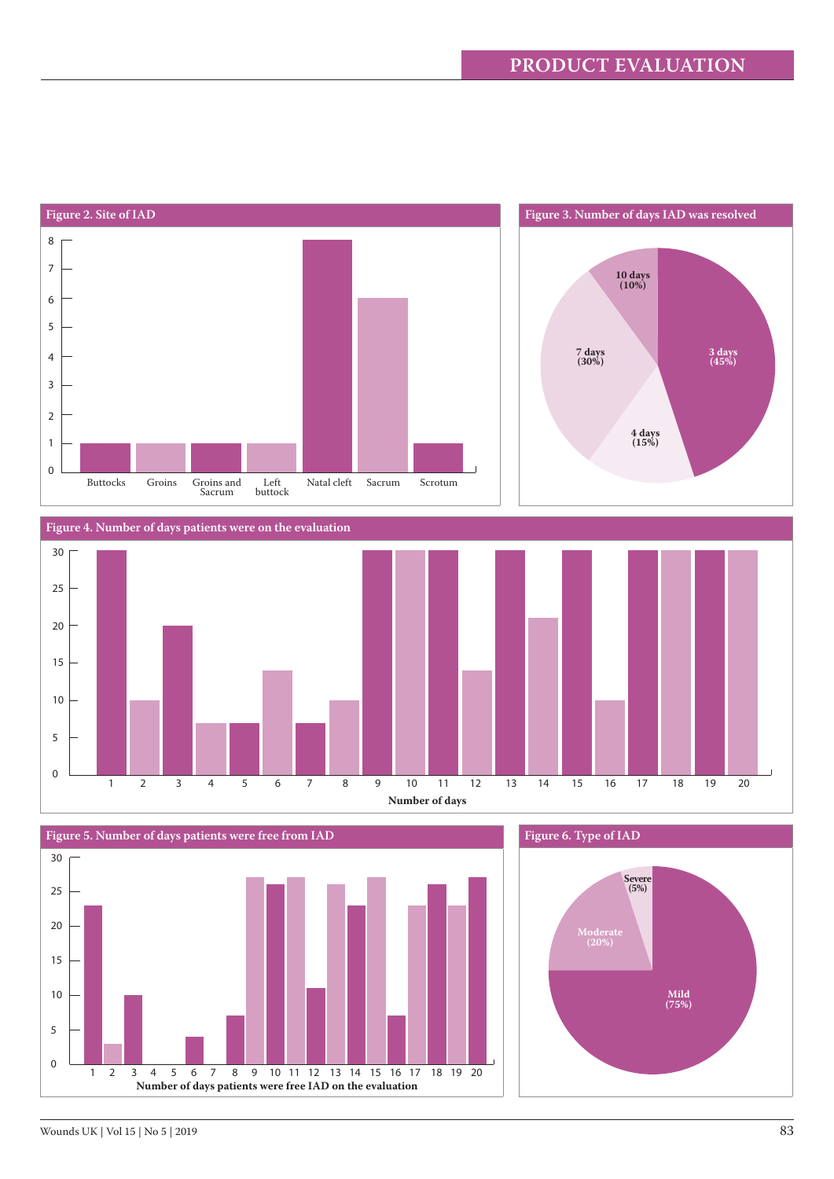**Figure 2. Site of IAD**

| Site | Value |
|---|---|
| Buttocks | 1 |
| Groins | 1 |
| Groins and Sacrum | 1 |
| Left buttock | 1 |
| Natal cleft | 8 |
| Sacrum | 6 |
| Scrotum | 1 |

**Figure 3. Number of days IAD was resolved**

- 3 days (45%)
- 4 days (15%)
- 7 days (30%)
- 10 days (10%)

**Figure 4. Number of days patients were on the evaluation**

| Patient | Number of days |
|---|---|
| 1 | 30 |
| 2 | 10 |
| 3 | 20 |
| 4 | 7 |
| 5 | 7 |
| 6 | 14 |
| 7 | 7 |
| 8 | 10 |
| 9 | 30 |
| 10 | 30 |
| 11 | 30 |
| 12 | 14 |
| 13 | 30 |
| 14 | 21 |
| 15 | 30 |
| 16 | 10 |
| 17 | 30 |
| 18 | 30 |
| 19 | 30 |
| 20 | 30 |

**Figure 5. Number of days patients were free from IAD**

| Patient | Number of days patients were free IAD on the evaluation |
|---|---|
| 1 | 23 |
| 2 | 3 |
| 3 | 10 |
| 4 | 0 |
| 5 | 0 |
| 6 | 4 |
| 7 | 0 |
| 8 | 7 |
| 9 | 27 |
| 10 | 26 |
| 11 | 27 |
| 12 | 11 |
| 13 | 26 |
| 14 | 23 |
| 15 | 27 |
| 16 | 7 |
| 17 | 23 |
| 18 | 26 |
| 19 | 23 |
| 20 | 27 |

**Figure 6. Type of IAD**

- Mild (75%)
- Moderate (20%)
- Severe (5%)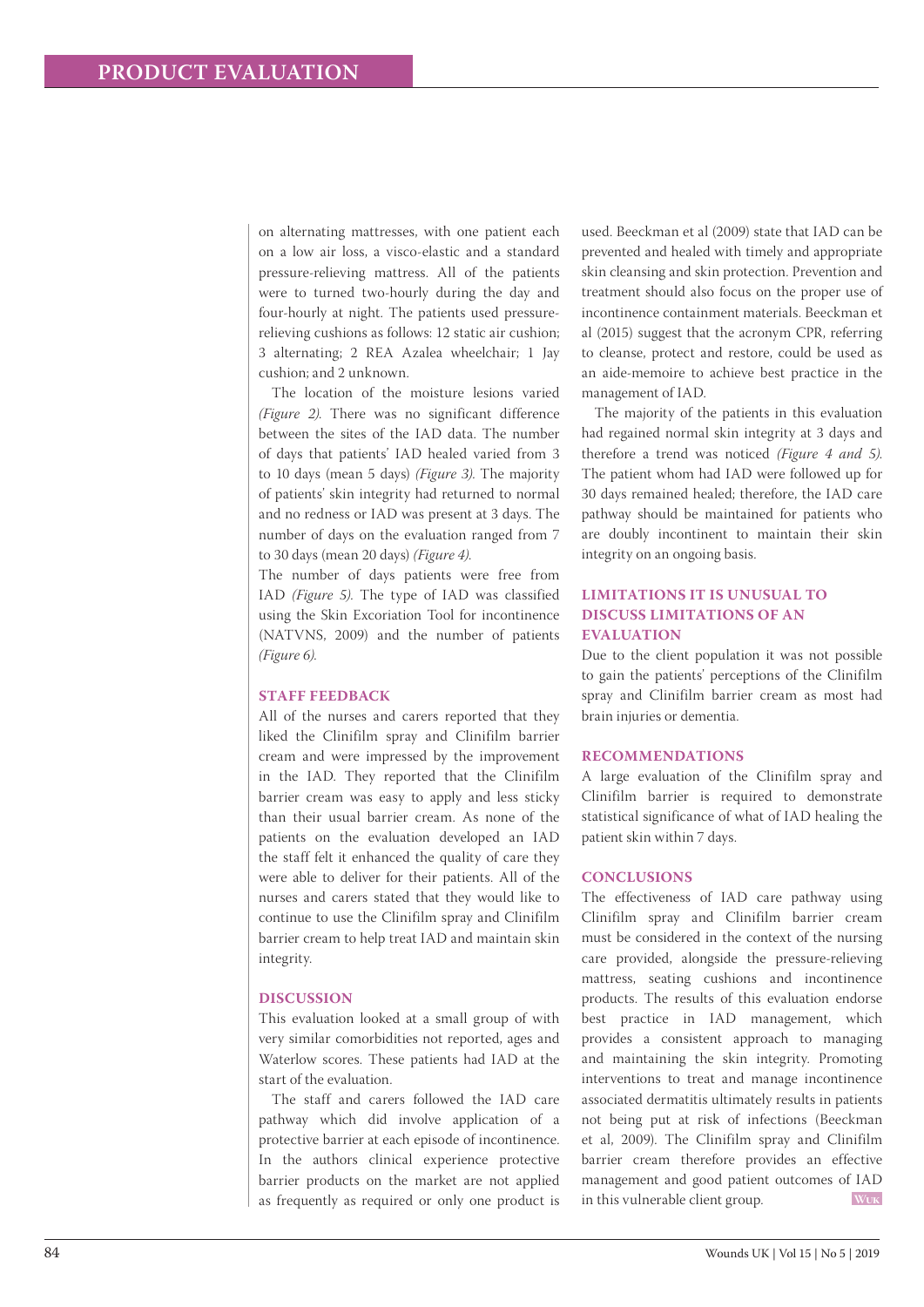on alternating mattresses, with one patient each on a low air loss, a visco-elastic and a standard pressure-relieving mattress. All of the patients were to turned two-hourly during the day and four-hourly at night. The patients used pressure-relieving cushions as follows: 12 static air cushion; 3 alternating; 2 REA Azalea wheelchair; 1 Jay cushion; and 2 unknown.

The location of the moisture lesions varied *(Figure 2)*. There was no significant difference between the sites of the IAD data. The number of days that patients' IAD healed varied from 3 to 10 days (mean 5 days) *(Figure 3)*. The majority of patients' skin integrity had returned to normal and no redness or IAD was present at 3 days. The number of days on the evaluation ranged from 7 to 30 days (mean 20 days) *(Figure 4)*.

The number of days patients were free from IAD *(Figure 5)*. The type of IAD was classified using the Skin Excoriation Tool for incontinence (NATVNS, 2009) and the number of patients *(Figure 6)*.

## STAFF FEEDBACK

All of the nurses and carers reported that they liked the Clinifilm spray and Clinifilm barrier cream and were impressed by the improvement in the IAD. They reported that the Clinifilm barrier cream was easy to apply and less sticky than their usual barrier cream. As none of the patients on the evaluation developed an IAD the staff felt it enhanced the quality of care they were able to deliver for their patients. All of the nurses and carers stated that they would like to continue to use the Clinifilm spray and Clinifilm barrier cream to help treat IAD and maintain skin integrity.

## DISCUSSION

This evaluation looked at a small group of with very similar comorbidities not reported, ages and Waterlow scores. These patients had IAD at the start of the evaluation.

The staff and carers followed the IAD care pathway which did involve application of a protective barrier at each episode of incontinence. In the authors clinical experience protective barrier products on the market are not applied as frequently as required or only one product is used. Beeckman et al (2009) state that IAD can be prevented and healed with timely and appropriate skin cleansing and skin protection. Prevention and treatment should also focus on the proper use of incontinence containment materials. Beeckman et al (2015) suggest that the acronym CPR, referring to cleanse, protect and restore, could be used as an aide-memoire to achieve best practice in the management of IAD.

The majority of the patients in this evaluation had regained normal skin integrity at 3 days and therefore a trend was noticed *(Figure 4 and 5)*. The patient whom had IAD were followed up for 30 days remained healed; therefore, the IAD care pathway should be maintained for patients who are doubly incontinent to maintain their skin integrity on an ongoing basis.

## LIMITATIONS IT IS UNUSUAL TO DISCUSS LIMITATIONS OF AN EVALUATION

Due to the client population it was not possible to gain the patients' perceptions of the Clinifilm spray and Clinifilm barrier cream as most had brain injuries or dementia.

## RECOMMENDATIONS

A large evaluation of the Clinifilm spray and Clinifilm barrier is required to demonstrate statistical significance of what of IAD healing the patient skin within 7 days.

## CONCLUSIONS

The effectiveness of IAD care pathway using Clinifilm spray and Clinifilm barrier cream must be considered in the context of the nursing care provided, alongside the pressure-relieving mattress, seating cushions and incontinence products. The results of this evaluation endorse best practice in IAD management, which provides a consistent approach to managing and maintaining the skin integrity. Promoting interventions to treat and manage incontinence associated dermatitis ultimately results in patients not being put at risk of infections (Beeckman et al, 2009). The Clinifilm spray and Clinifilm barrier cream therefore provides an effective management and good patient outcomes of IAD in this vulnerable client group.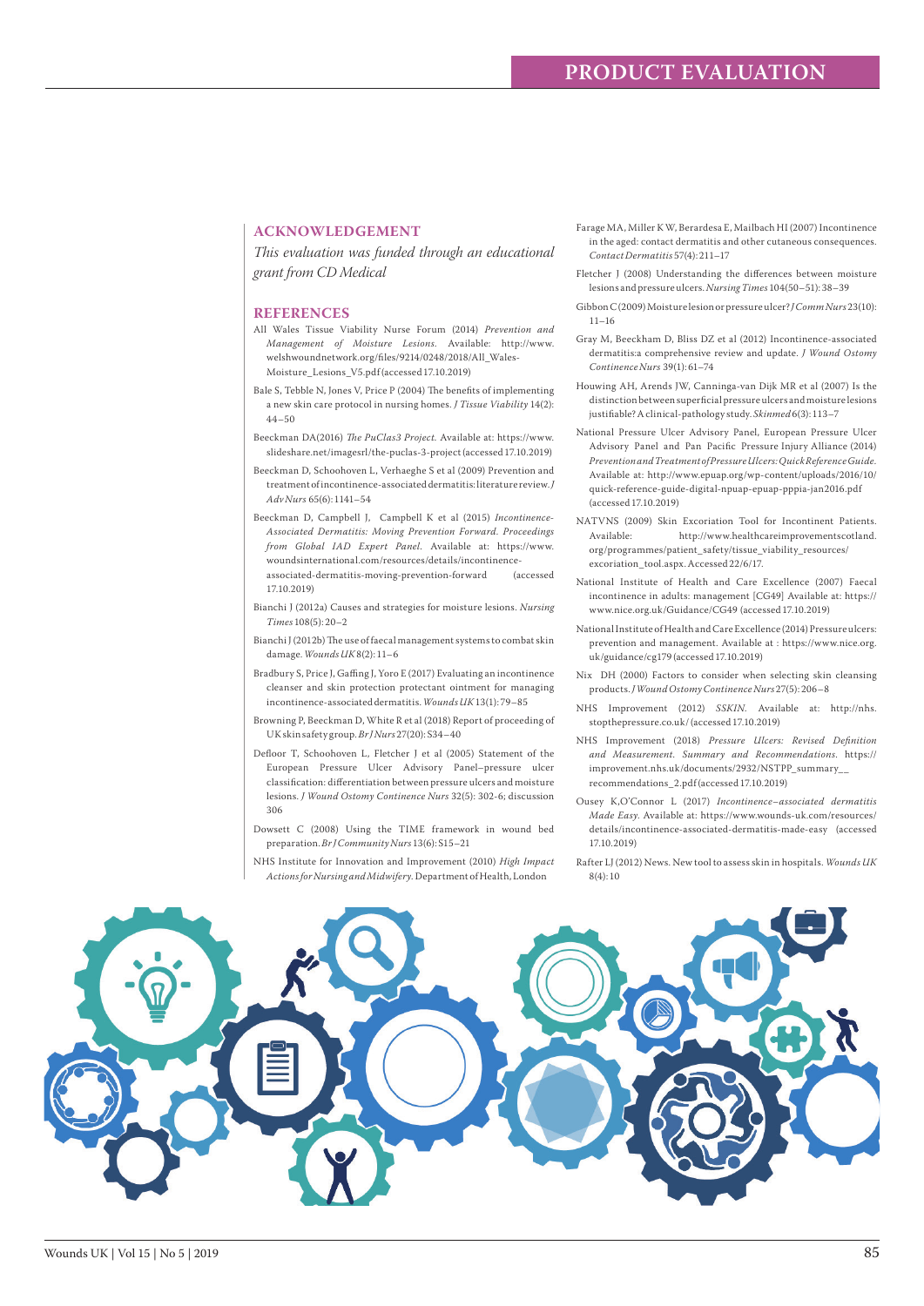## ACKNOWLEDGEMENT

*This evaluation was funded through an educational grant from CD Medical*

## REFERENCES

All Wales Tissue Viability Nurse Forum (2014) *Prevention and Management of Moisture Lesions*. Available: http://www.welshwoundnetwork.org/files/9214/0248/2018/All_Wales-Moisture_Lesions_V5.pdf (accessed 17.10.2019)

Bale S, Tebble N, Jones V, Price P (2004) The benefits of implementing a new skin care protocol in nursing homes. *J Tissue Viability* 14(2): 44–50

Beeckman DA(2016) *The PuClas3 Project*. Available at: https://www.slideshare.net/imagesrl/the-puclas-3-project (accessed 17.10.2019)

Beeckman D, Schoohoven L, Verhaeghe S et al (2009) Prevention and treatment of incontinence-associated dermatitis: literature review. *J Adv Nurs* 65(6): 1141–54

Beeckman D, Campbell J, Campbell K et al (2015) *Incontinence-Associated Dermatitis: Moving Prevention Forward. Proceedings from Global IAD Expert Panel*. Available at: https://www.woundsinternational.com/resources/details/incontinence-associated-dermatitis-moving-prevention-forward (accessed 17.10.2019)

Bianchi J (2012a) Causes and strategies for moisture lesions. *Nursing Times* 108(5): 20–2

Bianchi J (2012b) The use of faecal management systems to combat skin damage. *Wounds UK* 8(2): 11–6

Bradbury S, Price J, Gaffing J, Yoro E (2017) Evaluating an incontinence cleanser and skin protection protectant ointment for managing incontinence-associated dermatitis. *Wounds UK* 13(1): 79–85

Browning P, Beeckman D, White R et al (2018) Report of proceeding of UK skin safety group. *Br J Nurs* 27(20): S34–40

Defloor T, Schoohoven L, Fletcher J et al (2005) Statement of the European Pressure Ulcer Advisory Panel–pressure ulcer classification: differentiation between pressure ulcers and moisture lesions. *J Wound Ostomy Continence Nurs* 32(5): 302-6; discussion 306

Dowsett C (2008) Using the TIME framework in wound bed preparation. *Br J Community Nurs* 13(6): S15–21

NHS Institute for Innovation and Improvement (2010) *High Impact Actions for Nursing and Midwifery*. Department of Health, London

Farage MA, Miller K W, Berardesa E, Mailbach HI (2007) Incontinence in the aged: contact dermatitis and other cutaneous consequences. *Contact Dermatitis* 57(4): 211–17

Fletcher J (2008) Understanding the differences between moisture lesions and pressure ulcers. *Nursing Times* 104(50–51): 38–39

Gibbon C (2009) Moisture lesion or pressure ulcer? *J Comm Nurs* 23(10): 11–16

Gray M, Beeckham D, Bliss DZ et al (2012) Incontinence-associated dermatitis:a comprehensive review and update. *J Wound Ostomy Continence Nurs* 39(1): 61–74

Houwing AH, Arends JW, Canninga-van Dijk MR et al (2007) Is the distinction between superficial pressure ulcers and moisture lesions justifiable? A clinical-pathology study. *Skinmed* 6(3): 113–7

National Pressure Ulcer Advisory Panel, European Pressure Ulcer Advisory Panel and Pan Pacific Pressure Injury Alliance (2014) *Prevention and Treatment of Pressure Ulcers: Quick Reference Guide*. Available at: http://www.epuap.org/wp-content/uploads/2016/10/quick-reference-guide-digital-npuap-epuap-pppia-jan2016.pdf (accessed 17.10.2019)

NATVNS (2009) Skin Excoriation Tool for Incontinent Patients. Available: http://www.healthcareimprovementscotland.org/programmes/patient_safety/tissue_viability_resources/excoriation_tool.aspx. Accessed 22/6/17.

National Institute of Health and Care Excellence (2007) Faecal incontinence in adults: management [CG49] Available at: https://www.nice.org.uk/Guidance/CG49 (accessed 17.10.2019)

National Institute of Health and Care Excellence (2014) Pressure ulcers: prevention and management. Available at : https://www.nice.org.uk/guidance/cg179 (accessed 17.10.2019)

Nix DH (2000) Factors to consider when selecting skin cleansing products. *J Wound Ostomy Continence Nurs* 27(5): 206–8

NHS Improvement (2012) *SSKIN*. Available at: http://nhs.stopthepressure.co.uk/ (accessed 17.10.2019)

NHS Improvement (2018) *Pressure Ulcers: Revised Definition and Measurement. Summary and Recommendations*. https://improvement.nhs.uk/documents/2932/NSTPP_summary__recommendations_2.pdf (accessed 17.10.2019)

Ousey K,O'Connor L (2017) *Incontinence–associated dermatitis Made Easy*. Available at: https://www.wounds-uk.com/resources/details/incontinence-associated-dermatitis-made-easy (accessed 17.10.2019)

Rafter LJ (2012) News. New tool to assess skin in hospitals. *Wounds UK* 8(4): 10